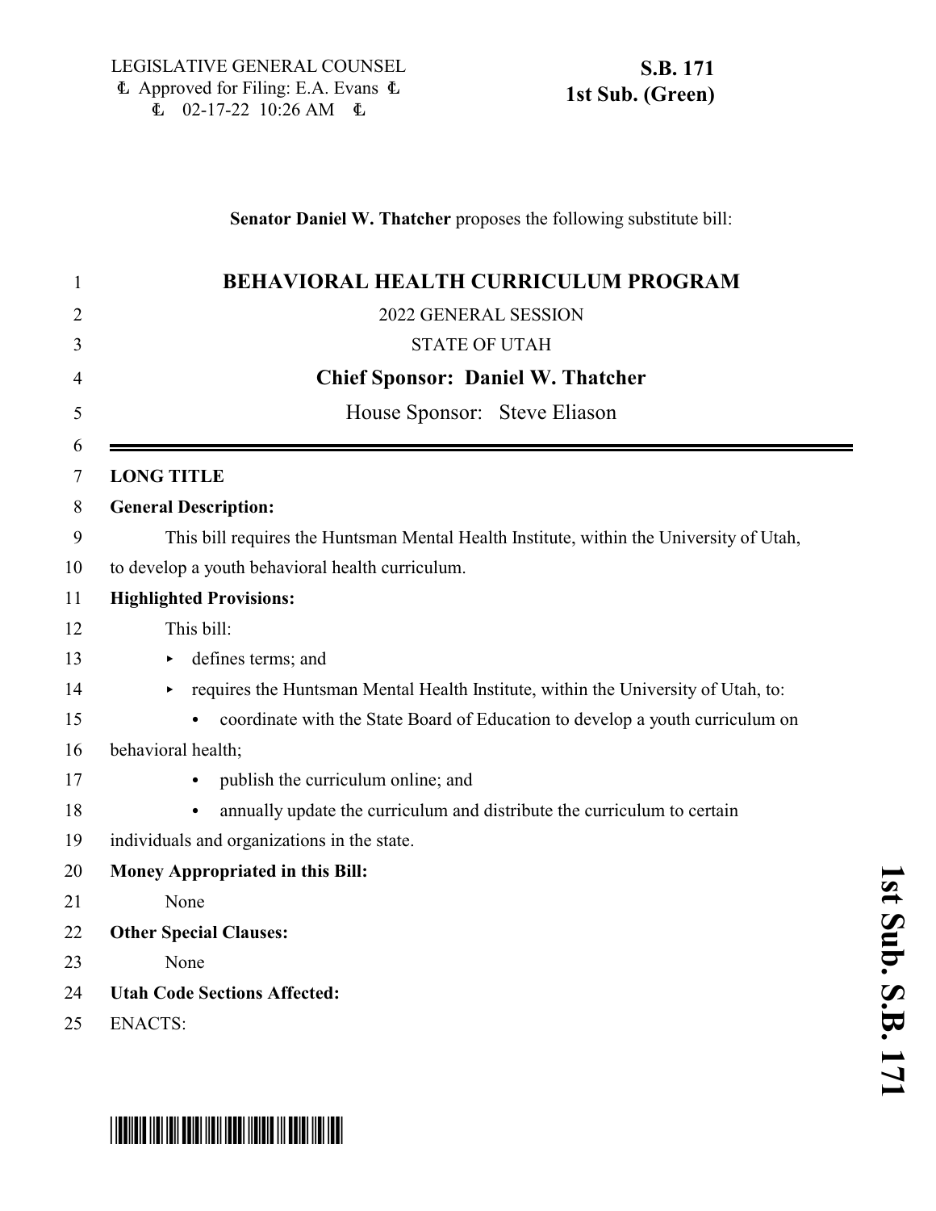LEGISLATIVE GENERAL COUNSEL
Ꮭ Approved for Filing: E.A. Evans Ꮭ
Ꮭ 02-17-22 10:26 AM Ꮭ

**S.B. 171**
**1st Sub. (Green)**

**Senator Daniel W. Thatcher** proposes the following substitute bill:

# BEHAVIORAL HEALTH CURRICULUM PROGRAM

2022 GENERAL SESSION

STATE OF UTAH

**Chief Sponsor: Daniel W. Thatcher**

House Sponsor: Steve Eliason

---

**LONG TITLE**

**General Description:**

This bill requires the Huntsman Mental Health Institute, within the University of Utah, to develop a youth behavioral health curriculum.

**Highlighted Provisions:**

This bill:

- defines terms; and
- requires the Huntsman Mental Health Institute, within the University of Utah, to:
  - coordinate with the State Board of Education to develop a youth curriculum on behavioral health;
  - publish the curriculum online; and
  - annually update the curriculum and distribute the curriculum to certain individuals and organizations in the state.

**Money Appropriated in this Bill:**

None

**Other Special Clauses:**

None

**Utah Code Sections Affected:**

ENACTS: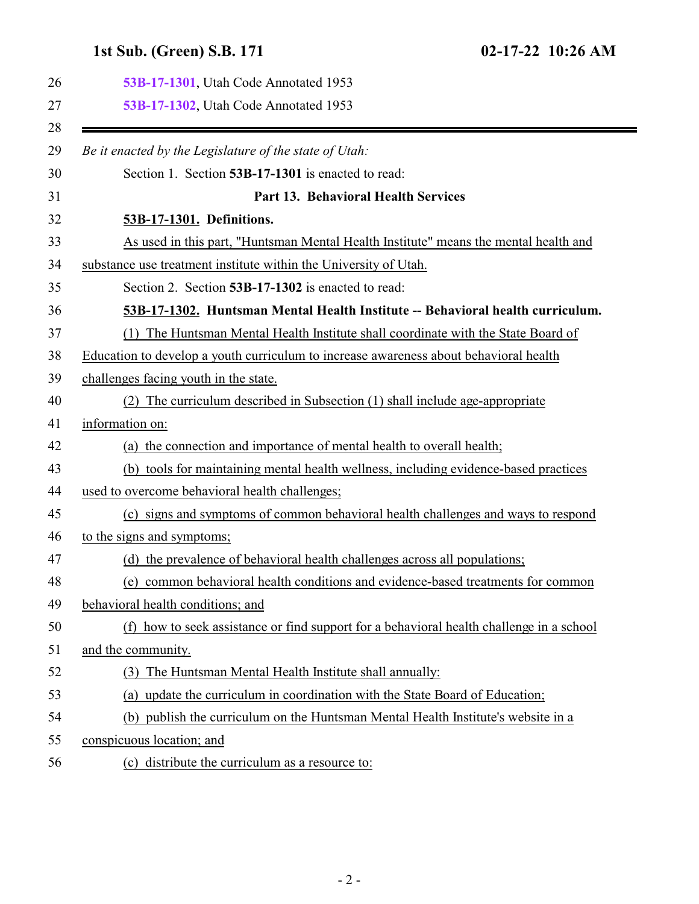53B-17-1301, Utah Code Annotated 1953

53B-17-1302, Utah Code Annotated 1953

---

*Be it enacted by the Legislature of the state of Utah:*

Section 1. Section **53B-17-1301** is enacted to read:

**Part 13. Behavioral Health Services**

**53B-17-1301. Definitions.**

As used in this part, "Huntsman Mental Health Institute" means the mental health and substance use treatment institute within the University of Utah.

Section 2. Section **53B-17-1302** is enacted to read:

**53B-17-1302. Huntsman Mental Health Institute -- Behavioral health curriculum.**

(1) The Huntsman Mental Health Institute shall coordinate with the State Board of Education to develop a youth curriculum to increase awareness about behavioral health challenges facing youth in the state.

(2) The curriculum described in Subsection (1) shall include age-appropriate information on:

(a) the connection and importance of mental health to overall health;

(b) tools for maintaining mental health wellness, including evidence-based practices used to overcome behavioral health challenges;

(c) signs and symptoms of common behavioral health challenges and ways to respond to the signs and symptoms;

(d) the prevalence of behavioral health challenges across all populations;

(e) common behavioral health conditions and evidence-based treatments for common behavioral health conditions; and

(f) how to seek assistance or find support for a behavioral health challenge in a school and the community.

(3) The Huntsman Mental Health Institute shall annually:

(a) update the curriculum in coordination with the State Board of Education;

(b) publish the curriculum on the Huntsman Mental Health Institute's website in a conspicuous location; and

(c) distribute the curriculum as a resource to: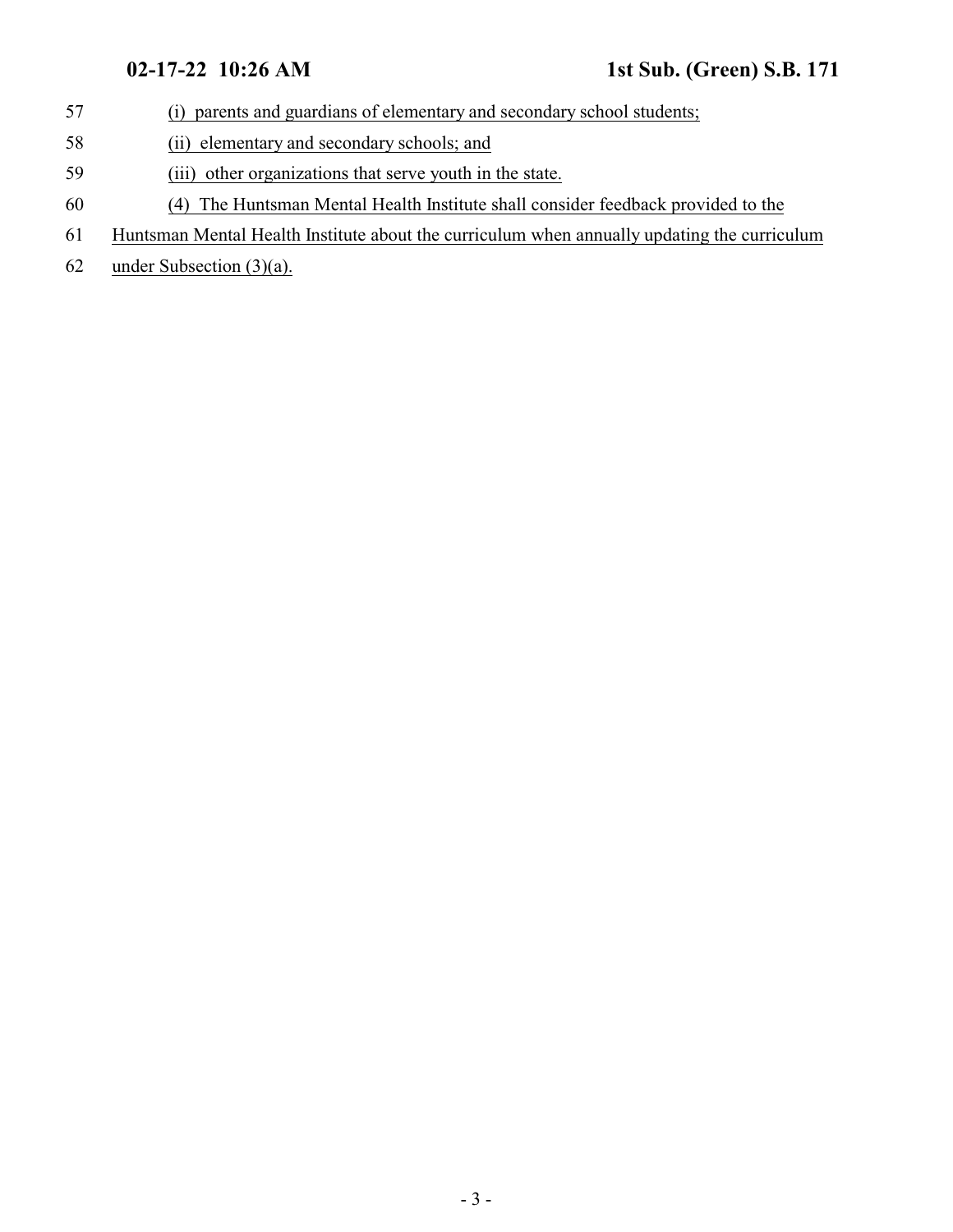(i) parents and guardians of elementary and secondary school students;

(ii) elementary and secondary schools; and

(iii) other organizations that serve youth in the state.

(4) The Huntsman Mental Health Institute shall consider feedback provided to the Huntsman Mental Health Institute about the curriculum when annually updating the curriculum under Subsection (3)(a).